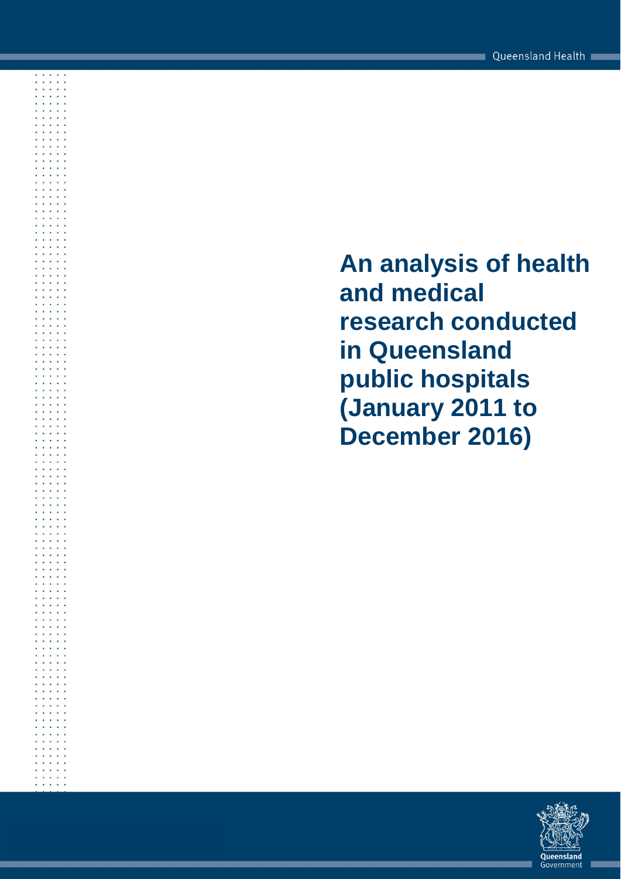Queensland Health

# An analysis of health and medical research conducted in Queensland public hospitals (January 2011 to December 2016)

Queensland Government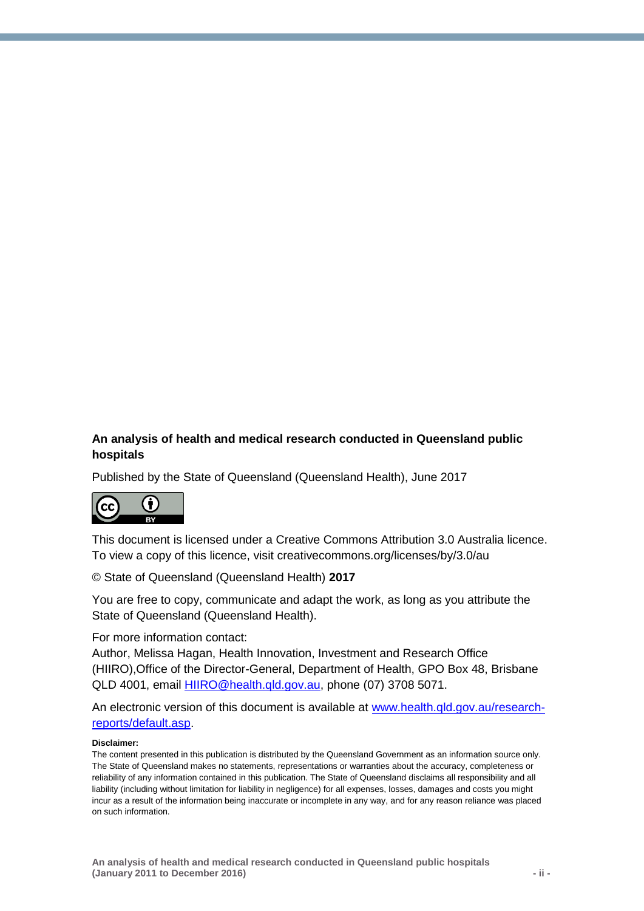**An analysis of health and medical research conducted in Queensland public hospitals**

Published by the State of Queensland (Queensland Health), June 2017

This document is licensed under a Creative Commons Attribution 3.0 Australia licence. To view a copy of this licence, visit creativecommons.org/licenses/by/3.0/au

© State of Queensland (Queensland Health) **2017**

You are free to copy, communicate and adapt the work, as long as you attribute the State of Queensland (Queensland Health).

For more information contact:
Author, Melissa Hagan, Health Innovation, Investment and Research Office (HIIRO),Office of the Director-General, Department of Health, GPO Box 48, Brisbane QLD 4001, email HIIRO@health.qld.gov.au, phone (07) 3708 5071.

An electronic version of this document is available at www.health.qld.gov.au/research-reports/default.asp.

**Disclaimer:**
The content presented in this publication is distributed by the Queensland Government as an information source only. The State of Queensland makes no statements, representations or warranties about the accuracy, completeness or reliability of any information contained in this publication. The State of Queensland disclaims all responsibility and all liability (including without limitation for liability in negligence) for all expenses, losses, damages and costs you might incur as a result of the information being inaccurate or incomplete in any way, and for any reason reliance was placed on such information.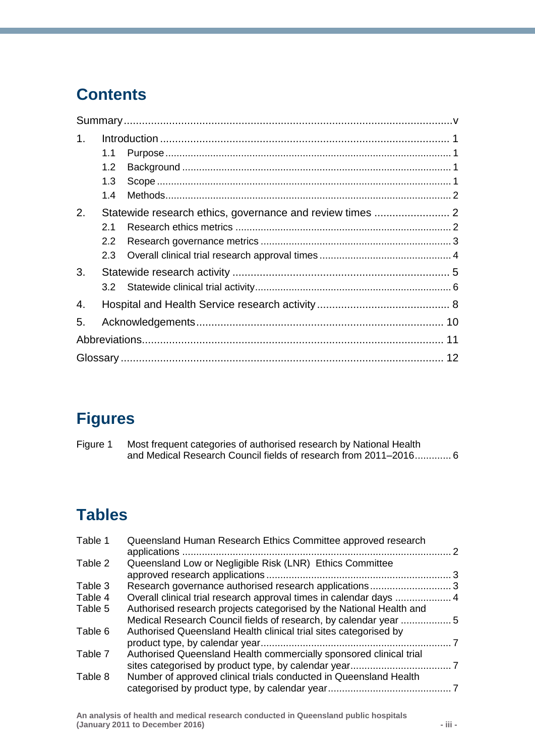# Contents

Summary .......... v

1. Introduction .......... 1
   - 1.1 Purpose .......... 1
   - 1.2 Background .......... 1
   - 1.3 Scope .......... 1
   - 1.4 Methods .......... 2
2. Statewide research ethics, governance and review times .......... 2
   - 2.1 Research ethics metrics .......... 2
   - 2.2 Research governance metrics .......... 3
   - 2.3 Overall clinical trial research approval times .......... 4
3. Statewide research activity .......... 5
   - 3.2 Statewide clinical trial activity .......... 6
4. Hospital and Health Service research activity .......... 8
5. Acknowledgements .......... 10

Abbreviations .......... 11

Glossary .......... 12

# Figures

Figure 1 Most frequent categories of authorised research by National Health and Medical Research Council fields of research from 2011–2016 .......... 6

# Tables

Table 1 Queensland Human Research Ethics Committee approved research applications .......... 2

Table 2 Queensland Low or Negligible Risk (LNR) Ethics Committee approved research applications .......... 3

Table 3 Research governance authorised research applications .......... 3

Table 4 Overall clinical trial research approval times in calendar days .......... 4

Table 5 Authorised research projects categorised by the National Health and Medical Research Council fields of research, by calendar year .......... 5

Table 6 Authorised Queensland Health clinical trial sites categorised by product type, by calendar year .......... 7

Table 7 Authorised Queensland Health commercially sponsored clinical trial sites categorised by product type, by calendar year .......... 7

Table 8 Number of approved clinical trials conducted in Queensland Health categorised by product type, by calendar year .......... 7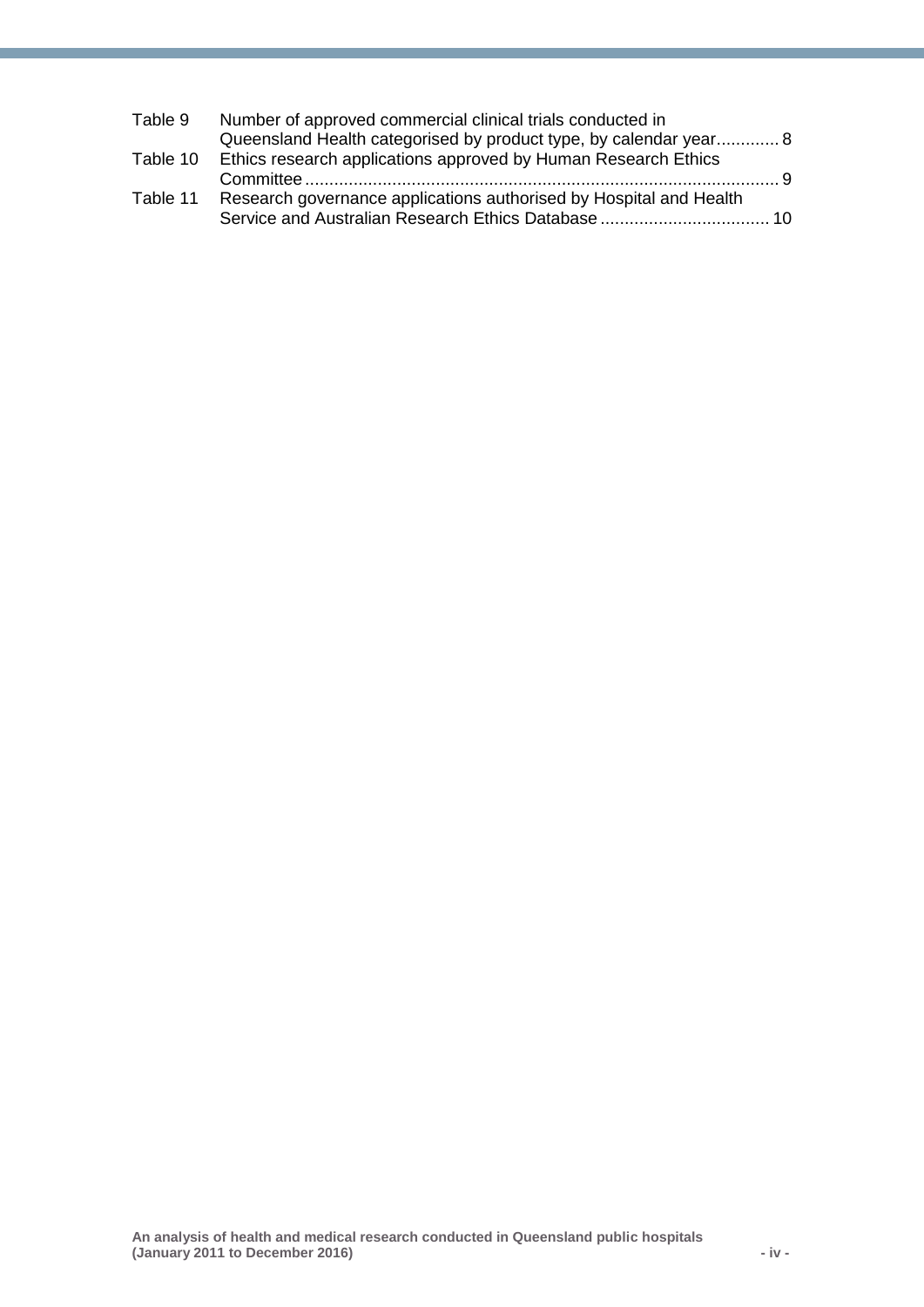| | | |
|---|---|---|
| Table 9 | Number of approved commercial clinical trials conducted in Queensland Health categorised by product type, by calendar year | 8 |
| Table 10 | Ethics research applications approved by Human Research Ethics Committee | 9 |
| Table 11 | Research governance applications authorised by Hospital and Health Service and Australian Research Ethics Database | 10 |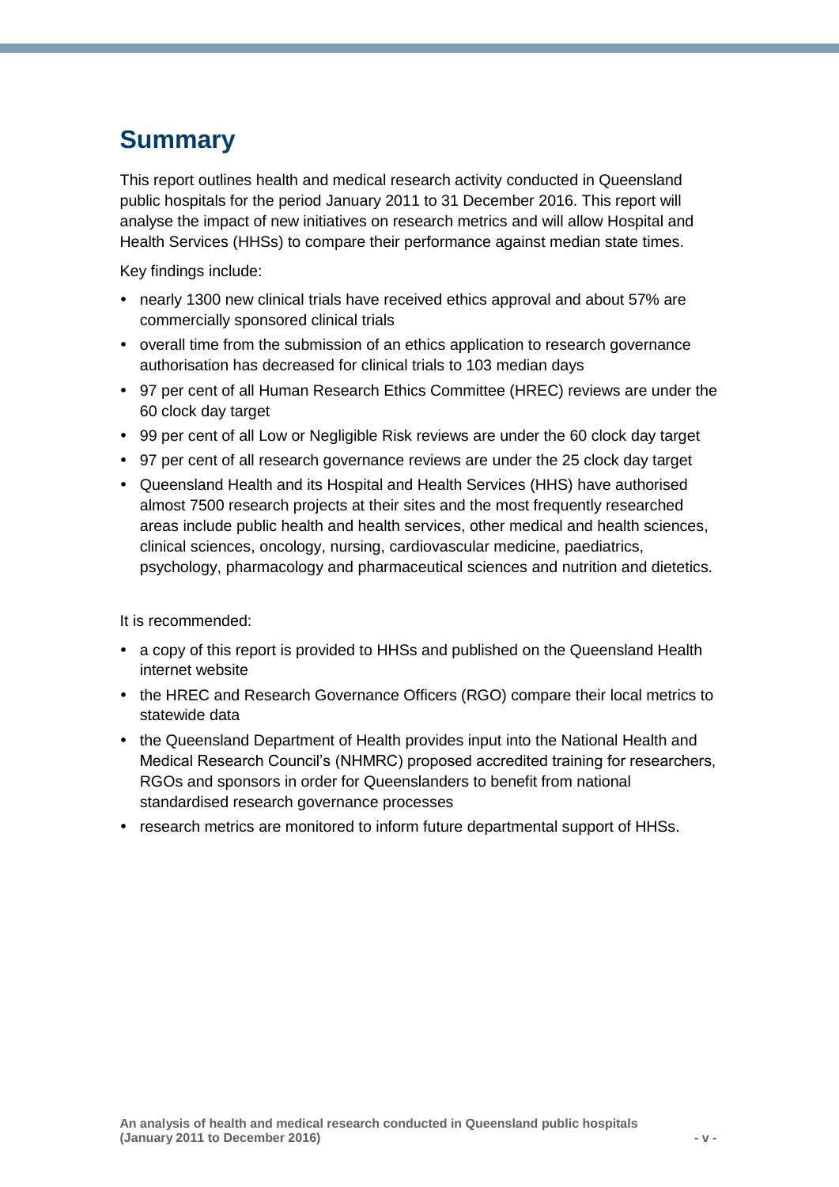# Summary

This report outlines health and medical research activity conducted in Queensland public hospitals for the period January 2011 to 31 December 2016. This report will analyse the impact of new initiatives on research metrics and will allow Hospital and Health Services (HHSs) to compare their performance against median state times.

Key findings include:

- nearly 1300 new clinical trials have received ethics approval and about 57% are commercially sponsored clinical trials
- overall time from the submission of an ethics application to research governance authorisation has decreased for clinical trials to 103 median days
- 97 per cent of all Human Research Ethics Committee (HREC) reviews are under the 60 clock day target
- 99 per cent of all Low or Negligible Risk reviews are under the 60 clock day target
- 97 per cent of all research governance reviews are under the 25 clock day target
- Queensland Health and its Hospital and Health Services (HHS) have authorised almost 7500 research projects at their sites and the most frequently researched areas include public health and health services, other medical and health sciences, clinical sciences, oncology, nursing, cardiovascular medicine, paediatrics, psychology, pharmacology and pharmaceutical sciences and nutrition and dietetics.

It is recommended:

- a copy of this report is provided to HHSs and published on the Queensland Health internet website
- the HREC and Research Governance Officers (RGO) compare their local metrics to statewide data
- the Queensland Department of Health provides input into the National Health and Medical Research Council's (NHMRC) proposed accredited training for researchers, RGOs and sponsors in order for Queenslanders to benefit from national standardised research governance processes
- research metrics are monitored to inform future departmental support of HHSs.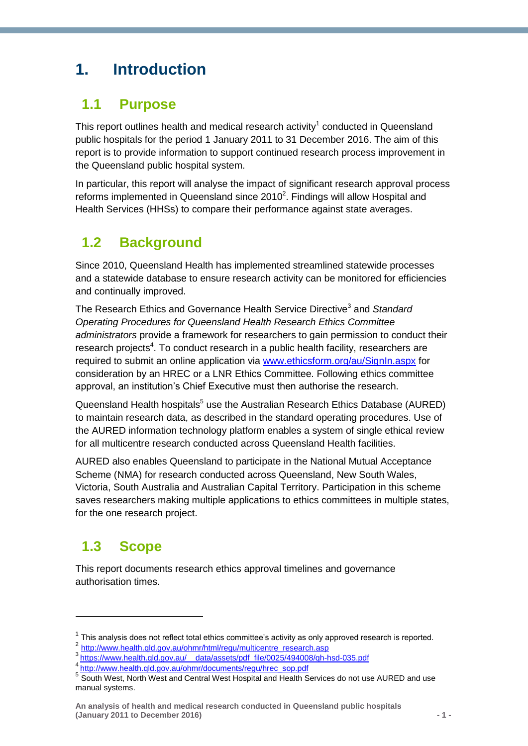# 1. Introduction

## 1.1 Purpose

This report outlines health and medical research activity[1] conducted in Queensland public hospitals for the period 1 January 2011 to 31 December 2016. The aim of this report is to provide information to support continued research process improvement in the Queensland public hospital system.

In particular, this report will analyse the impact of significant research approval process reforms implemented in Queensland since 2010[2]. Findings will allow Hospital and Health Services (HHSs) to compare their performance against state averages.

## 1.2 Background

Since 2010, Queensland Health has implemented streamlined statewide processes and a statewide database to ensure research activity can be monitored for efficiencies and continually improved.

The Research Ethics and Governance Health Service Directive[3] and *Standard Operating Procedures for Queensland Health Research Ethics Committee administrators* provide a framework for researchers to gain permission to conduct their research projects[4]. To conduct research in a public health facility, researchers are required to submit an online application via [www.ethicsform.org/au/SignIn.aspx](www.ethicsform.org/au/SignIn.aspx) for consideration by an HREC or a LNR Ethics Committee. Following ethics committee approval, an institution's Chief Executive must then authorise the research.

Queensland Health hospitals[5] use the Australian Research Ethics Database (AURED) to maintain research data, as described in the standard operating procedures. Use of the AURED information technology platform enables a system of single ethical review for all multicentre research conducted across Queensland Health facilities.

AURED also enables Queensland to participate in the National Mutual Acceptance Scheme (NMA) for research conducted across Queensland, New South Wales, Victoria, South Australia and Australian Capital Territory. Participation in this scheme saves researchers making multiple applications to ethics committees in multiple states, for the one research project.

## 1.3 Scope

This report documents research ethics approval timelines and governance authorisation times.

---

[1] This analysis does not reflect total ethics committee's activity as only approved research is reported.

[2] http://www.health.qld.gov.au/ohmr/html/regu/multicentre_research.asp

[3] https://www.health.qld.gov.au/__data/assets/pdf_file/0025/494008/qh-hsd-035.pdf

[4] http://www.health.qld.gov.au/ohmr/documents/regu/hrec_sop.pdf

[5] South West, North West and Central West Hospital and Health Services do not use AURED and use manual systems.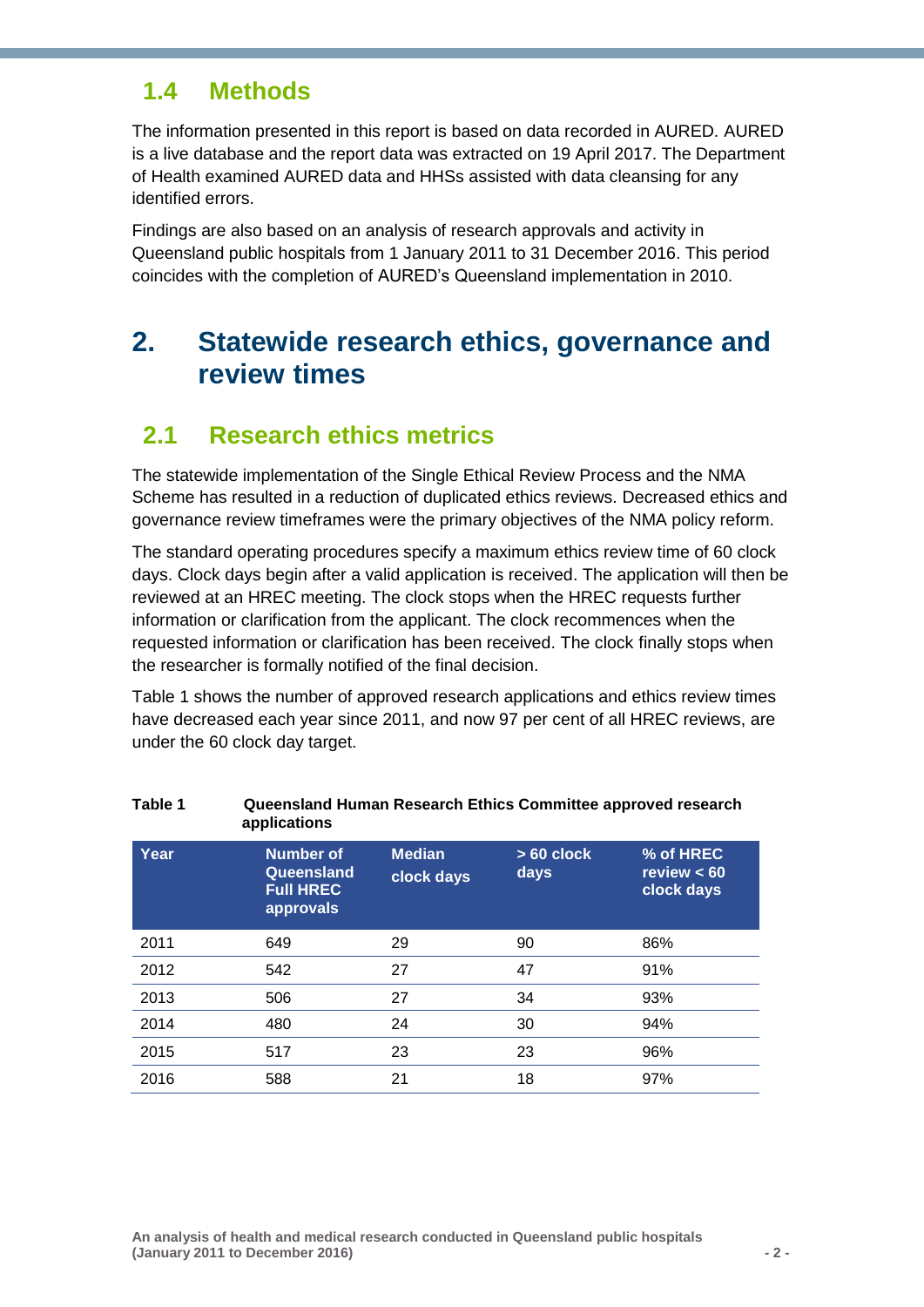## 1.4 Methods

The information presented in this report is based on data recorded in AURED. AURED is a live database and the report data was extracted on 19 April 2017. The Department of Health examined AURED data and HHSs assisted with data cleansing for any identified errors.

Findings are also based on an analysis of research approvals and activity in Queensland public hospitals from 1 January 2011 to 31 December 2016. This period coincides with the completion of AURED's Queensland implementation in 2010.

# 2. Statewide research ethics, governance and review times

## 2.1 Research ethics metrics

The statewide implementation of the Single Ethical Review Process and the NMA Scheme has resulted in a reduction of duplicated ethics reviews. Decreased ethics and governance review timeframes were the primary objectives of the NMA policy reform.

The standard operating procedures specify a maximum ethics review time of 60 clock days. Clock days begin after a valid application is received. The application will then be reviewed at an HREC meeting. The clock stops when the HREC requests further information or clarification from the applicant. The clock recommences when the requested information or clarification has been received. The clock finally stops when the researcher is formally notified of the final decision.

Table 1 shows the number of approved research applications and ethics review times have decreased each year since 2011, and now 97 per cent of all HREC reviews, are under the 60 clock day target.

**Table 1 Queensland Human Research Ethics Committee approved research applications**

| Year | Number of Queensland Full HREC approvals | Median clock days | > 60 clock days | % of HREC review < 60 clock days |
|---|---|---|---|---|
| 2011 | 649 | 29 | 90 | 86% |
| 2012 | 542 | 27 | 47 | 91% |
| 2013 | 506 | 27 | 34 | 93% |
| 2014 | 480 | 24 | 30 | 94% |
| 2015 | 517 | 23 | 23 | 96% |
| 2016 | 588 | 21 | 18 | 97% |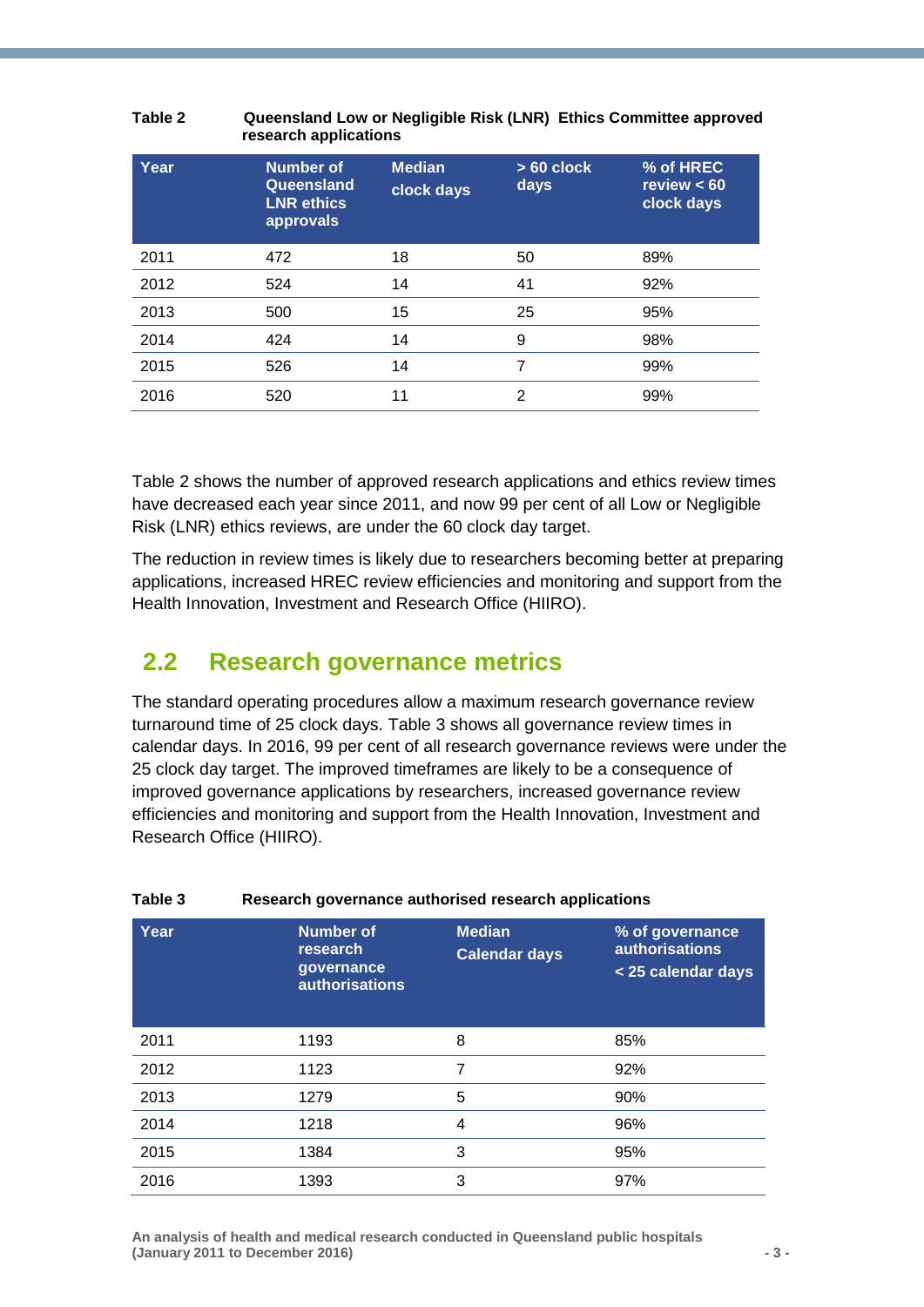**Table 2** Queensland Low or Negligible Risk (LNR) Ethics Committee approved research applications

| Year | Number of Queensland LNR ethics approvals | Median clock days | > 60 clock days | % of HREC review < 60 clock days |
|---|---|---|---|---|
| 2011 | 472 | 18 | 50 | 89% |
| 2012 | 524 | 14 | 41 | 92% |
| 2013 | 500 | 15 | 25 | 95% |
| 2014 | 424 | 14 | 9 | 98% |
| 2015 | 526 | 14 | 7 | 99% |
| 2016 | 520 | 11 | 2 | 99% |

Table 2 shows the number of approved research applications and ethics review times have decreased each year since 2011, and now 99 per cent of all Low or Negligible Risk (LNR) ethics reviews, are under the 60 clock day target.

The reduction in review times is likely due to researchers becoming better at preparing applications, increased HREC review efficiencies and monitoring and support from the Health Innovation, Investment and Research Office (HIIRO).

## 2.2 Research governance metrics

The standard operating procedures allow a maximum research governance review turnaround time of 25 clock days. Table 3 shows all governance review times in calendar days. In 2016, 99 per cent of all research governance reviews were under the 25 clock day target. The improved timeframes are likely to be a consequence of improved governance applications by researchers, increased governance review efficiencies and monitoring and support from the Health Innovation, Investment and Research Office (HIIRO).

**Table 3** Research governance authorised research applications

| Year | Number of research governance authorisations | Median Calendar days | % of governance authorisations < 25 calendar days |
|---|---|---|---|
| 2011 | 1193 | 8 | 85% |
| 2012 | 1123 | 7 | 92% |
| 2013 | 1279 | 5 | 90% |
| 2014 | 1218 | 4 | 96% |
| 2015 | 1384 | 3 | 95% |
| 2016 | 1393 | 3 | 97% |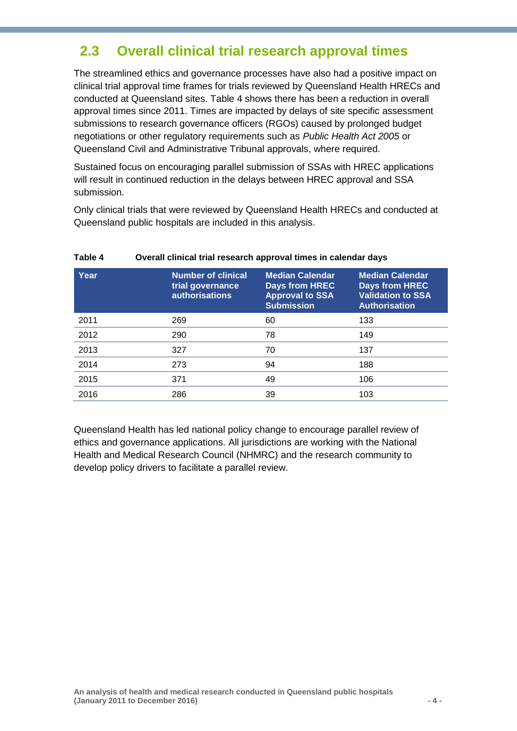## 2.3 Overall clinical trial research approval times

The streamlined ethics and governance processes have also had a positive impact on clinical trial approval time frames for trials reviewed by Queensland Health HRECs and conducted at Queensland sites. Table 4 shows there has been a reduction in overall approval times since 2011. Times are impacted by delays of site specific assessment submissions to research governance officers (RGOs) caused by prolonged budget negotiations or other regulatory requirements such as *Public Health Act 2005* or Queensland Civil and Administrative Tribunal approvals, where required.

Sustained focus on encouraging parallel submission of SSAs with HREC applications will result in continued reduction in the delays between HREC approval and SSA submission.

Only clinical trials that were reviewed by Queensland Health HRECs and conducted at Queensland public hospitals are included in this analysis.

**Table 4 Overall clinical trial research approval times in calendar days**

| Year | Number of clinical trial governance authorisations | Median Calendar Days from HREC Approval to SSA Submission | Median Calendar Days from HREC Validation to SSA Authorisation |
|---|---|---|---|
| 2011 | 269 | 60 | 133 |
| 2012 | 290 | 78 | 149 |
| 2013 | 327 | 70 | 137 |
| 2014 | 273 | 94 | 188 |
| 2015 | 371 | 49 | 106 |
| 2016 | 286 | 39 | 103 |

Queensland Health has led national policy change to encourage parallel review of ethics and governance applications. All jurisdictions are working with the National Health and Medical Research Council (NHMRC) and the research community to develop policy drivers to facilitate a parallel review.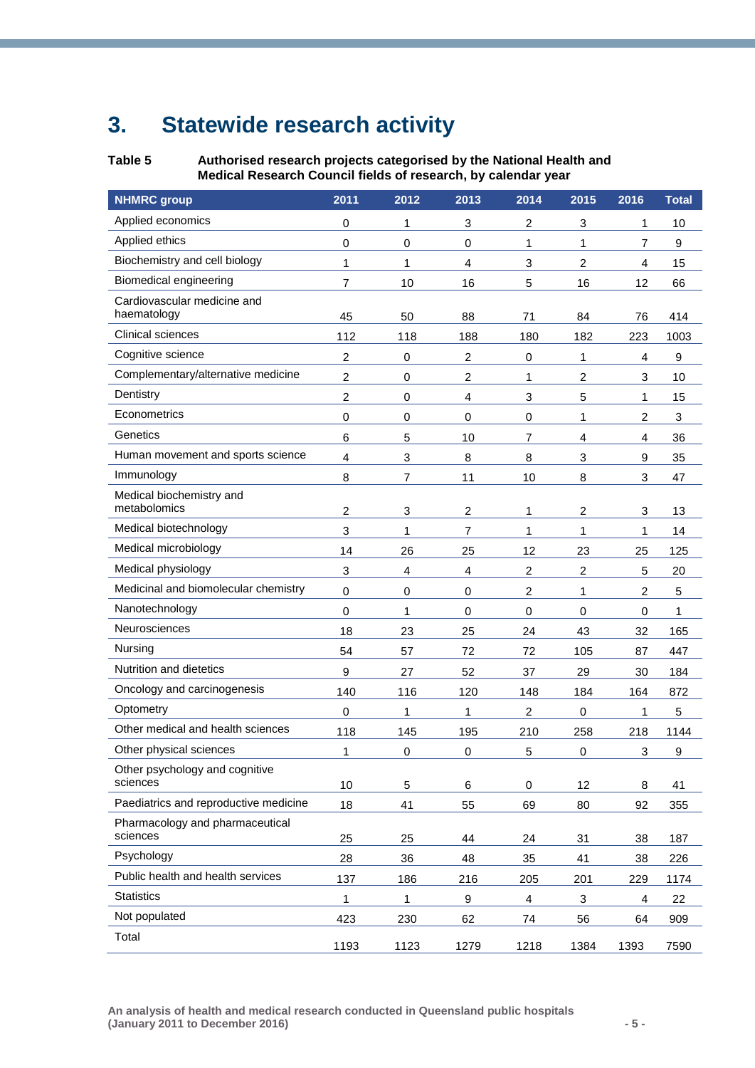# 3. Statewide research activity

**Table 5 Authorised research projects categorised by the National Health and Medical Research Council fields of research, by calendar year**

| NHMRC group | 2011 | 2012 | 2013 | 2014 | 2015 | 2016 | Total |
|---|---|---|---|---|---|---|---|
| Applied economics | 0 | 1 | 3 | 2 | 3 | 1 | 10 |
| Applied ethics | 0 | 0 | 0 | 1 | 1 | 7 | 9 |
| Biochemistry and cell biology | 1 | 1 | 4 | 3 | 2 | 4 | 15 |
| Biomedical engineering | 7 | 10 | 16 | 5 | 16 | 12 | 66 |
| Cardiovascular medicine and haematology | 45 | 50 | 88 | 71 | 84 | 76 | 414 |
| Clinical sciences | 112 | 118 | 188 | 180 | 182 | 223 | 1003 |
| Cognitive science | 2 | 0 | 2 | 0 | 1 | 4 | 9 |
| Complementary/alternative medicine | 2 | 0 | 2 | 1 | 2 | 3 | 10 |
| Dentistry | 2 | 0 | 4 | 3 | 5 | 1 | 15 |
| Econometrics | 0 | 0 | 0 | 0 | 1 | 2 | 3 |
| Genetics | 6 | 5 | 10 | 7 | 4 | 4 | 36 |
| Human movement and sports science | 4 | 3 | 8 | 8 | 3 | 9 | 35 |
| Immunology | 8 | 7 | 11 | 10 | 8 | 3 | 47 |
| Medical biochemistry and metabolomics | 2 | 3 | 2 | 1 | 2 | 3 | 13 |
| Medical biotechnology | 3 | 1 | 7 | 1 | 1 | 1 | 14 |
| Medical microbiology | 14 | 26 | 25 | 12 | 23 | 25 | 125 |
| Medical physiology | 3 | 4 | 4 | 2 | 2 | 5 | 20 |
| Medicinal and biomolecular chemistry | 0 | 0 | 0 | 2 | 1 | 2 | 5 |
| Nanotechnology | 0 | 1 | 0 | 0 | 0 | 0 | 1 |
| Neurosciences | 18 | 23 | 25 | 24 | 43 | 32 | 165 |
| Nursing | 54 | 57 | 72 | 72 | 105 | 87 | 447 |
| Nutrition and dietetics | 9 | 27 | 52 | 37 | 29 | 30 | 184 |
| Oncology and carcinogenesis | 140 | 116 | 120 | 148 | 184 | 164 | 872 |
| Optometry | 0 | 1 | 1 | 2 | 0 | 1 | 5 |
| Other medical and health sciences | 118 | 145 | 195 | 210 | 258 | 218 | 1144 |
| Other physical sciences | 1 | 0 | 0 | 5 | 0 | 3 | 9 |
| Other psychology and cognitive sciences | 10 | 5 | 6 | 0 | 12 | 8 | 41 |
| Paediatrics and reproductive medicine | 18 | 41 | 55 | 69 | 80 | 92 | 355 |
| Pharmacology and pharmaceutical sciences | 25 | 25 | 44 | 24 | 31 | 38 | 187 |
| Psychology | 28 | 36 | 48 | 35 | 41 | 38 | 226 |
| Public health and health services | 137 | 186 | 216 | 205 | 201 | 229 | 1174 |
| Statistics | 1 | 1 | 9 | 4 | 3 | 4 | 22 |
| Not populated | 423 | 230 | 62 | 74 | 56 | 64 | 909 |
| Total | 1193 | 1123 | 1279 | 1218 | 1384 | 1393 | 7590 |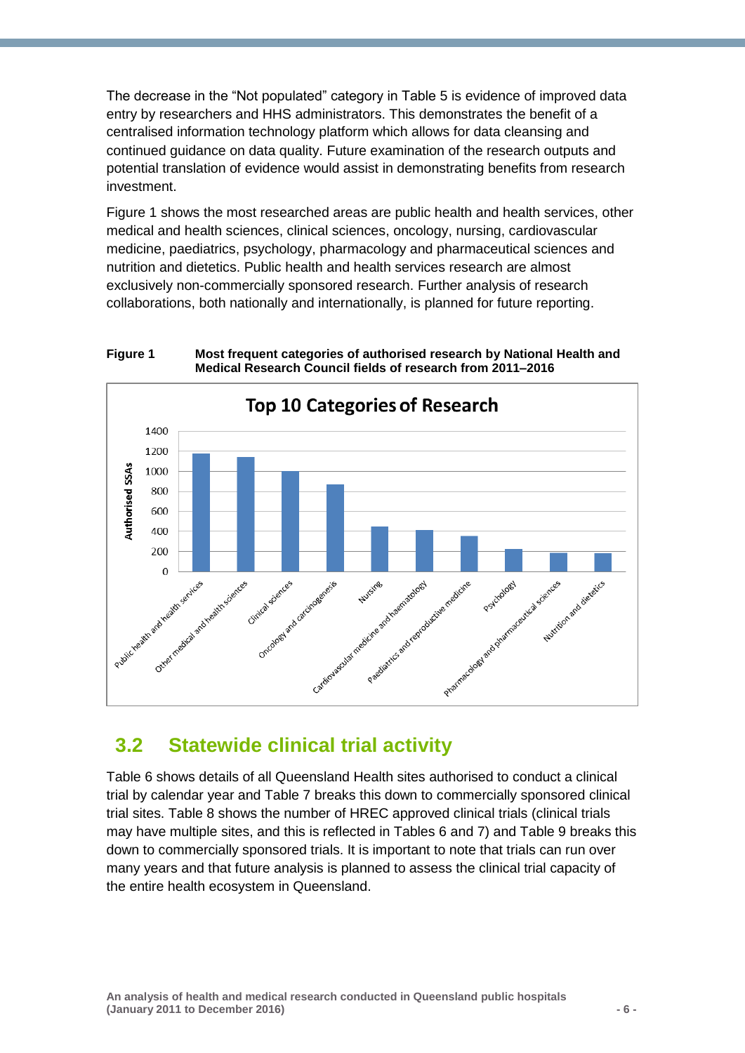The decrease in the "Not populated" category in Table 5 is evidence of improved data entry by researchers and HHS administrators. This demonstrates the benefit of a centralised information technology platform which allows for data cleansing and continued guidance on data quality. Future examination of the research outputs and potential translation of evidence would assist in demonstrating benefits from research investment.

Figure 1 shows the most researched areas are public health and health services, other medical and health sciences, clinical sciences, oncology, nursing, cardiovascular medicine, paediatrics, psychology, pharmacology and pharmaceutical sciences and nutrition and dietetics. Public health and health services research are almost exclusively non-commercially sponsored research. Further analysis of research collaborations, both nationally and internationally, is planned for future reporting.

**Figure 1** **Most frequent categories of authorised research by National Health and Medical Research Council fields of research from 2011–2016**

Top 10 Categories of Research

| Category | Authorised SSAs (approx.) |
|---|---|
| Public health and health services | 1180 |
| Other medical and health sciences | 1140 |
| Clinical sciences | 1000 |
| Oncology and carcinogenesis | 870 |
| Nursing | 450 |
| Cardiovascular medicine and haematology | 410 |
| Paediatrics and reproductive medicine | 350 |
| Psychology | 220 |
| Pharmacology and pharmaceutical sciences | 185 |
| Nutrition and dietetics | 180 |

## 3.2 Statewide clinical trial activity

Table 6 shows details of all Queensland Health sites authorised to conduct a clinical trial by calendar year and Table 7 breaks this down to commercially sponsored clinical trial sites. Table 8 shows the number of HREC approved clinical trials (clinical trials may have multiple sites, and this is reflected in Tables 6 and 7) and Table 9 breaks this down to commercially sponsored trials. It is important to note that trials can run over many years and that future analysis is planned to assess the clinical trial capacity of the entire health ecosystem in Queensland.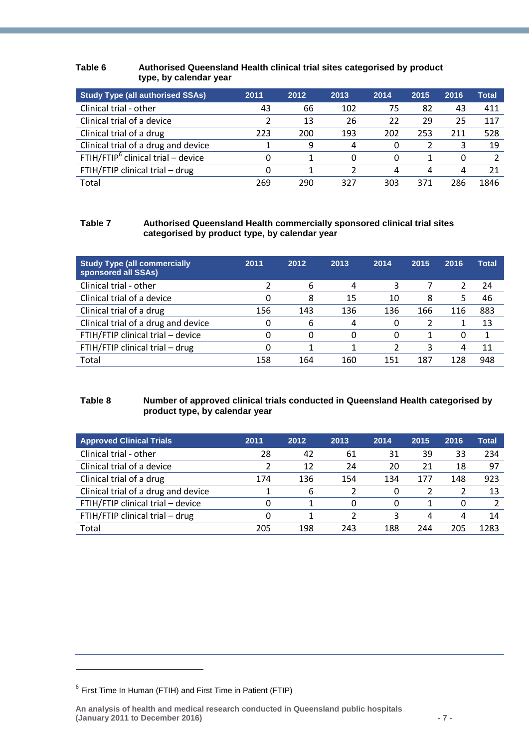**Table 6 Authorised Queensland Health clinical trial sites categorised by product type, by calendar year**

| Study Type (all authorised SSAs) | 2011 | 2012 | 2013 | 2014 | 2015 | 2016 | Total |
|---|---|---|---|---|---|---|---|
| Clinical trial - other | 43 | 66 | 102 | 75 | 82 | 43 | 411 |
| Clinical trial of a device | 2 | 13 | 26 | 22 | 29 | 25 | 117 |
| Clinical trial of a drug | 223 | 200 | 193 | 202 | 253 | 211 | 528 |
| Clinical trial of a drug and device | 1 | 9 | 4 | 0 | 2 | 3 | 19 |
| FTIH/FTIP[6] clinical trial – device | 0 | 1 | 0 | 0 | 1 | 0 | 2 |
| FTIH/FTIP clinical trial – drug | 0 | 1 | 2 | 4 | 4 | 4 | 21 |
| Total | 269 | 290 | 327 | 303 | 371 | 286 | 1846 |

**Table 7 Authorised Queensland Health commercially sponsored clinical trial sites categorised by product type, by calendar year**

| Study Type (all commercially sponsored all SSAs) | 2011 | 2012 | 2013 | 2014 | 2015 | 2016 | Total |
|---|---|---|---|---|---|---|---|
| Clinical trial - other | 2 | 6 | 4 | 3 | 7 | 2 | 24 |
| Clinical trial of a device | 0 | 8 | 15 | 10 | 8 | 5 | 46 |
| Clinical trial of a drug | 156 | 143 | 136 | 136 | 166 | 116 | 883 |
| Clinical trial of a drug and device | 0 | 6 | 4 | 0 | 2 | 1 | 13 |
| FTIH/FTIP clinical trial – device | 0 | 0 | 0 | 0 | 1 | 0 | 1 |
| FTIH/FTIP clinical trial – drug | 0 | 1 | 1 | 2 | 3 | 4 | 11 |
| Total | 158 | 164 | 160 | 151 | 187 | 128 | 948 |

**Table 8 Number of approved clinical trials conducted in Queensland Health categorised by product type, by calendar year**

| Approved Clinical Trials | 2011 | 2012 | 2013 | 2014 | 2015 | 2016 | Total |
|---|---|---|---|---|---|---|---|
| Clinical trial - other | 28 | 42 | 61 | 31 | 39 | 33 | 234 |
| Clinical trial of a device | 2 | 12 | 24 | 20 | 21 | 18 | 97 |
| Clinical trial of a drug | 174 | 136 | 154 | 134 | 177 | 148 | 923 |
| Clinical trial of a drug and device | 1 | 6 | 2 | 0 | 2 | 2 | 13 |
| FTIH/FTIP clinical trial – device | 0 | 1 | 0 | 0 | 1 | 0 | 2 |
| FTIH/FTIP clinical trial – drug | 0 | 1 | 2 | 3 | 4 | 4 | 14 |
| Total | 205 | 198 | 243 | 188 | 244 | 205 | 1283 |

[6] First Time In Human (FTIH) and First Time in Patient (FTIP)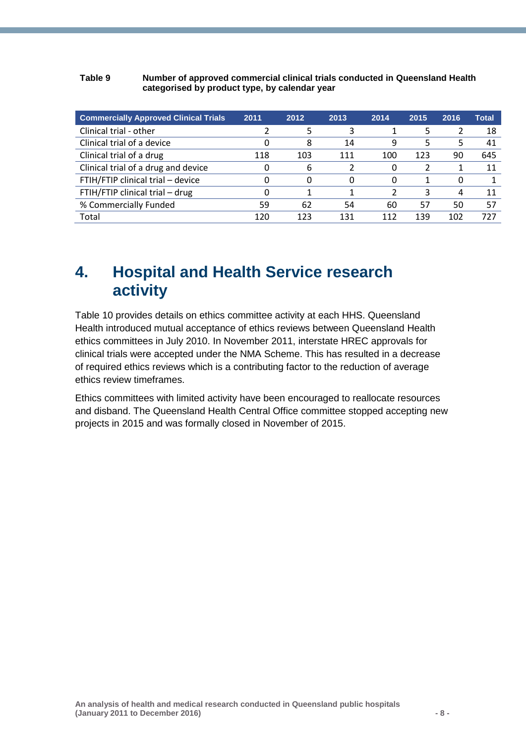**Table 9 Number of approved commercial clinical trials conducted in Queensland Health categorised by product type, by calendar year**

| Commercially Approved Clinical Trials | 2011 | 2012 | 2013 | 2014 | 2015 | 2016 | Total |
|---|---|---|---|---|---|---|---|
| Clinical trial - other | 2 | 5 | 3 | 1 | 5 | 2 | 18 |
| Clinical trial of a device | 0 | 8 | 14 | 9 | 5 | 5 | 41 |
| Clinical trial of a drug | 118 | 103 | 111 | 100 | 123 | 90 | 645 |
| Clinical trial of a drug and device | 0 | 6 | 2 | 0 | 2 | 1 | 11 |
| FTIH/FTIP clinical trial – device | 0 | 0 | 0 | 0 | 1 | 0 | 1 |
| FTIH/FTIP clinical trial – drug | 0 | 1 | 1 | 2 | 3 | 4 | 11 |
| % Commercially Funded | 59 | 62 | 54 | 60 | 57 | 50 | 57 |
| Total | 120 | 123 | 131 | 112 | 139 | 102 | 727 |

# 4. Hospital and Health Service research activity

Table 10 provides details on ethics committee activity at each HHS. Queensland Health introduced mutual acceptance of ethics reviews between Queensland Health ethics committees in July 2010. In November 2011, interstate HREC approvals for clinical trials were accepted under the NMA Scheme. This has resulted in a decrease of required ethics reviews which is a contributing factor to the reduction of average ethics review timeframes.

Ethics committees with limited activity have been encouraged to reallocate resources and disband. The Queensland Health Central Office committee stopped accepting new projects in 2015 and was formally closed in November of 2015.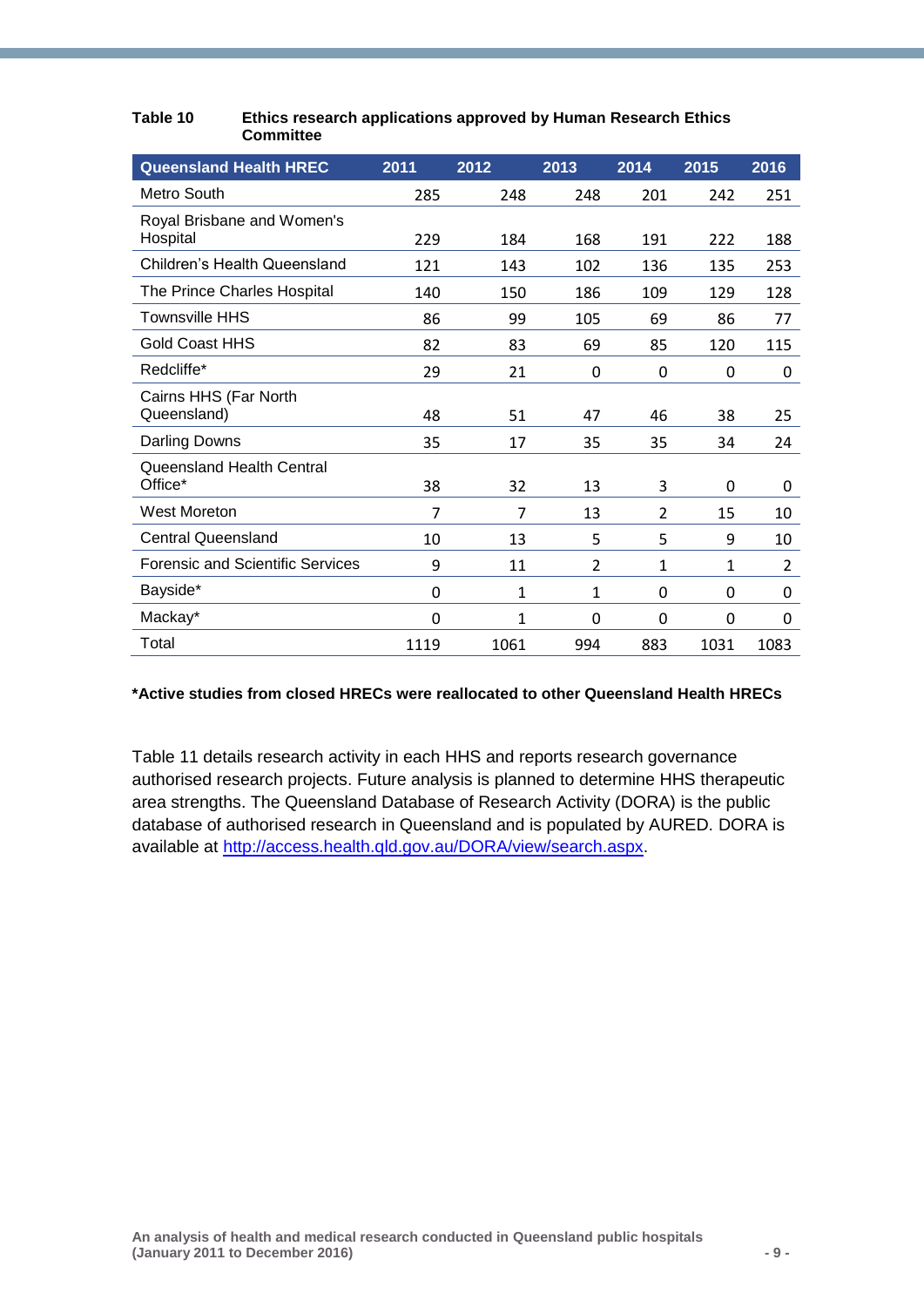**Table 10 Ethics research applications approved by Human Research Ethics Committee**

| Queensland Health HREC | 2011 | 2012 | 2013 | 2014 | 2015 | 2016 |
|---|---|---|---|---|---|---|
| Metro South | 285 | 248 | 248 | 201 | 242 | 251 |
| Royal Brisbane and Women's Hospital | 229 | 184 | 168 | 191 | 222 | 188 |
| Children's Health Queensland | 121 | 143 | 102 | 136 | 135 | 253 |
| The Prince Charles Hospital | 140 | 150 | 186 | 109 | 129 | 128 |
| Townsville HHS | 86 | 99 | 105 | 69 | 86 | 77 |
| Gold Coast HHS | 82 | 83 | 69 | 85 | 120 | 115 |
| Redcliffe* | 29 | 21 | 0 | 0 | 0 | 0 |
| Cairns HHS (Far North Queensland) | 48 | 51 | 47 | 46 | 38 | 25 |
| Darling Downs | 35 | 17 | 35 | 35 | 34 | 24 |
| Queensland Health Central Office* | 38 | 32 | 13 | 3 | 0 | 0 |
| West Moreton | 7 | 7 | 13 | 2 | 15 | 10 |
| Central Queensland | 10 | 13 | 5 | 5 | 9 | 10 |
| Forensic and Scientific Services | 9 | 11 | 2 | 1 | 1 | 2 |
| Bayside* | 0 | 1 | 1 | 0 | 0 | 0 |
| Mackay* | 0 | 1 | 0 | 0 | 0 | 0 |
| Total | 1119 | 1061 | 994 | 883 | 1031 | 1083 |

**\*Active studies from closed HRECs were reallocated to other Queensland Health HRECs**

Table 11 details research activity in each HHS and reports research governance authorised research projects. Future analysis is planned to determine HHS therapeutic area strengths. The Queensland Database of Research Activity (DORA) is the public database of authorised research in Queensland and is populated by AURED. DORA is available at http://access.health.qld.gov.au/DORA/view/search.aspx.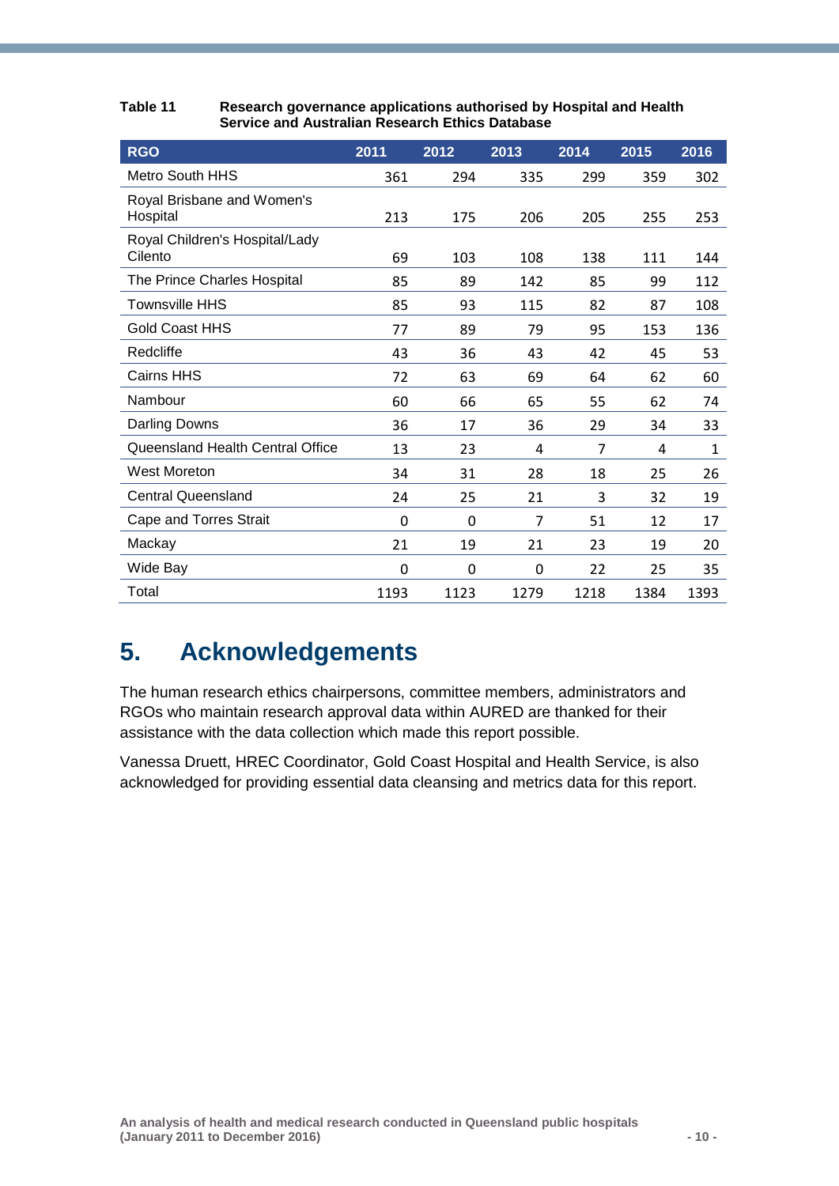**Table 11** Research governance applications authorised by Hospital and Health Service and Australian Research Ethics Database

| RGO | 2011 | 2012 | 2013 | 2014 | 2015 | 2016 |
|---|---|---|---|---|---|---|
| Metro South HHS | 361 | 294 | 335 | 299 | 359 | 302 |
| Royal Brisbane and Women's Hospital | 213 | 175 | 206 | 205 | 255 | 253 |
| Royal Children's Hospital/Lady Cilento | 69 | 103 | 108 | 138 | 111 | 144 |
| The Prince Charles Hospital | 85 | 89 | 142 | 85 | 99 | 112 |
| Townsville HHS | 85 | 93 | 115 | 82 | 87 | 108 |
| Gold Coast HHS | 77 | 89 | 79 | 95 | 153 | 136 |
| Redcliffe | 43 | 36 | 43 | 42 | 45 | 53 |
| Cairns HHS | 72 | 63 | 69 | 64 | 62 | 60 |
| Nambour | 60 | 66 | 65 | 55 | 62 | 74 |
| Darling Downs | 36 | 17 | 36 | 29 | 34 | 33 |
| Queensland Health Central Office | 13 | 23 | 4 | 7 | 4 | 1 |
| West Moreton | 34 | 31 | 28 | 18 | 25 | 26 |
| Central Queensland | 24 | 25 | 21 | 3 | 32 | 19 |
| Cape and Torres Strait | 0 | 0 | 7 | 51 | 12 | 17 |
| Mackay | 21 | 19 | 21 | 23 | 19 | 20 |
| Wide Bay | 0 | 0 | 0 | 22 | 25 | 35 |
| Total | 1193 | 1123 | 1279 | 1218 | 1384 | 1393 |

# 5. Acknowledgements

The human research ethics chairpersons, committee members, administrators and RGOs who maintain research approval data within AURED are thanked for their assistance with the data collection which made this report possible.

Vanessa Druett, HREC Coordinator, Gold Coast Hospital and Health Service, is also acknowledged for providing essential data cleansing and metrics data for this report.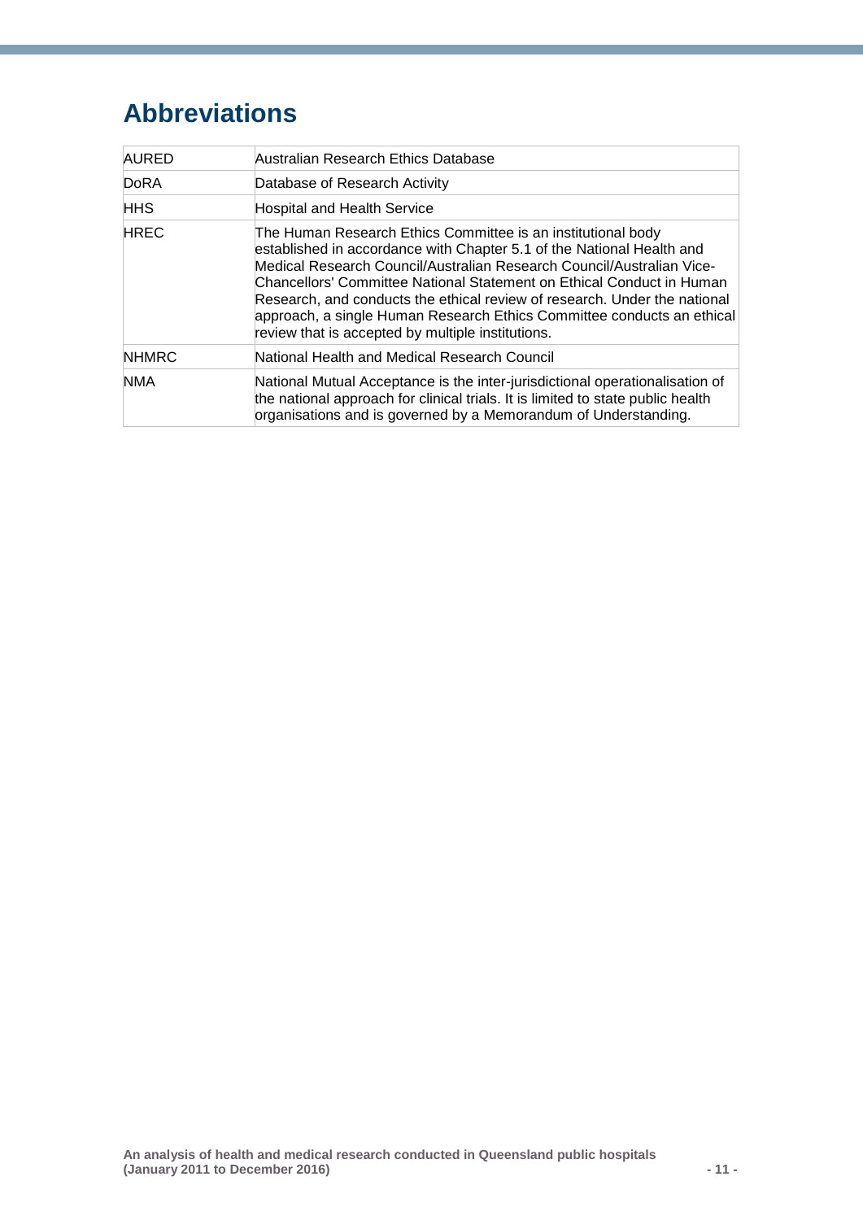# Abbreviations

| | |
|---|---|
| AURED | Australian Research Ethics Database |
| DoRA | Database of Research Activity |
| HHS | Hospital and Health Service |
| HREC | The Human Research Ethics Committee is an institutional body established in accordance with Chapter 5.1 of the National Health and Medical Research Council/Australian Research Council/Australian Vice-Chancellors' Committee National Statement on Ethical Conduct in Human Research, and conducts the ethical review of research. Under the national approach, a single Human Research Ethics Committee conducts an ethical review that is accepted by multiple institutions. |
| NHMRC | National Health and Medical Research Council |
| NMA | National Mutual Acceptance is the inter-jurisdictional operationalisation of the national approach for clinical trials. It is limited to state public health organisations and is governed by a Memorandum of Understanding. |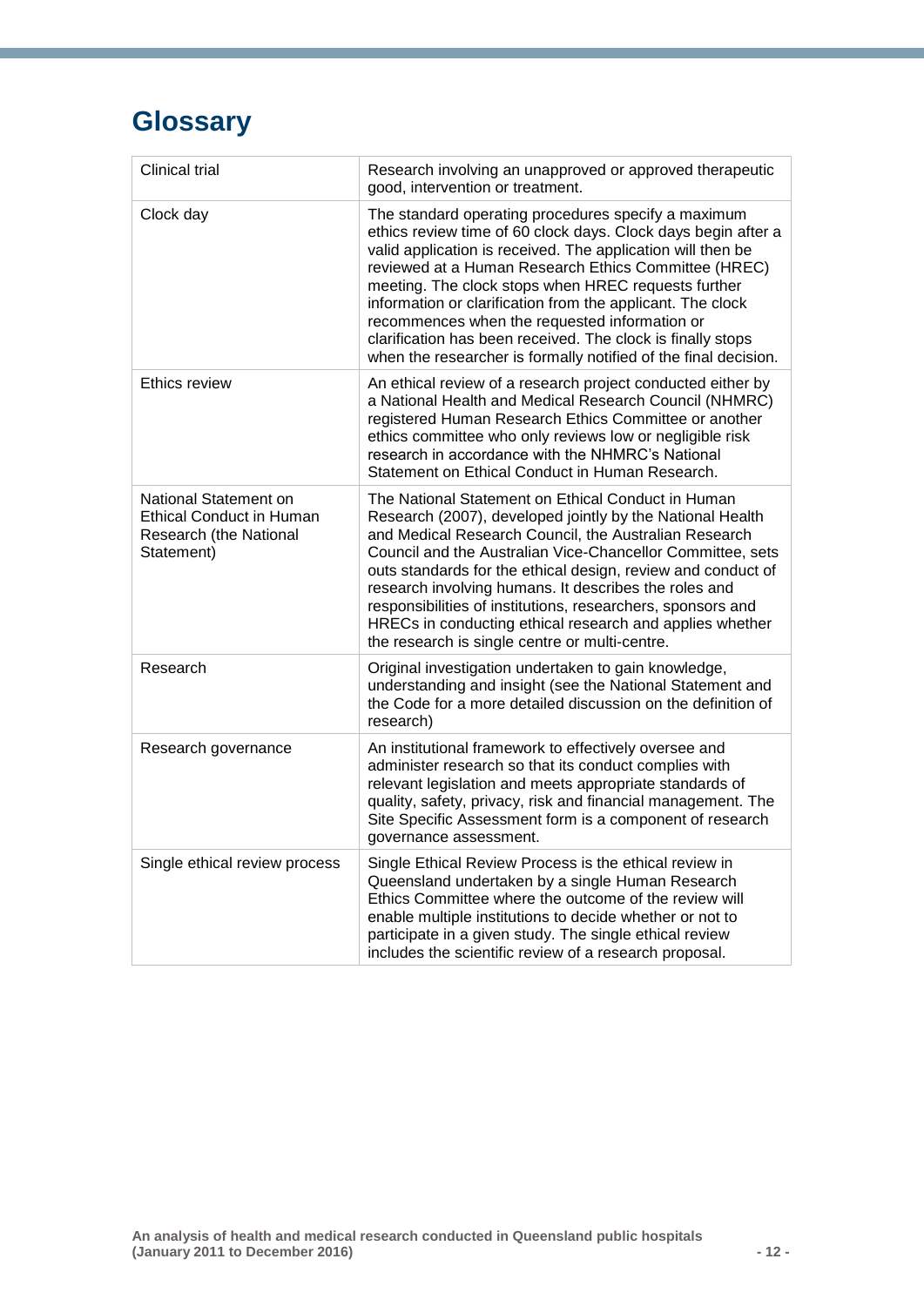# Glossary

| | |
|---|---|
| Clinical trial | Research involving an unapproved or approved therapeutic good, intervention or treatment. |
| Clock day | The standard operating procedures specify a maximum ethics review time of 60 clock days. Clock days begin after a valid application is received. The application will then be reviewed at a Human Research Ethics Committee (HREC) meeting. The clock stops when HREC requests further information or clarification from the applicant. The clock recommences when the requested information or clarification has been received. The clock is finally stops when the researcher is formally notified of the final decision. |
| Ethics review | An ethical review of a research project conducted either by a National Health and Medical Research Council (NHMRC) registered Human Research Ethics Committee or another ethics committee who only reviews low or negligible risk research in accordance with the NHMRC's National Statement on Ethical Conduct in Human Research. |
| National Statement on Ethical Conduct in Human Research (the National Statement) | The National Statement on Ethical Conduct in Human Research (2007), developed jointly by the National Health and Medical Research Council, the Australian Research Council and the Australian Vice-Chancellor Committee, sets outs standards for the ethical design, review and conduct of research involving humans. It describes the roles and responsibilities of institutions, researchers, sponsors and HRECs in conducting ethical research and applies whether the research is single centre or multi-centre. |
| Research | Original investigation undertaken to gain knowledge, understanding and insight (see the National Statement and the Code for a more detailed discussion on the definition of research) |
| Research governance | An institutional framework to effectively oversee and administer research so that its conduct complies with relevant legislation and meets appropriate standards of quality, safety, privacy, risk and financial management. The Site Specific Assessment form is a component of research governance assessment. |
| Single ethical review process | Single Ethical Review Process is the ethical review in Queensland undertaken by a single Human Research Ethics Committee where the outcome of the review will enable multiple institutions to decide whether or not to participate in a given study. The single ethical review includes the scientific review of a research proposal. |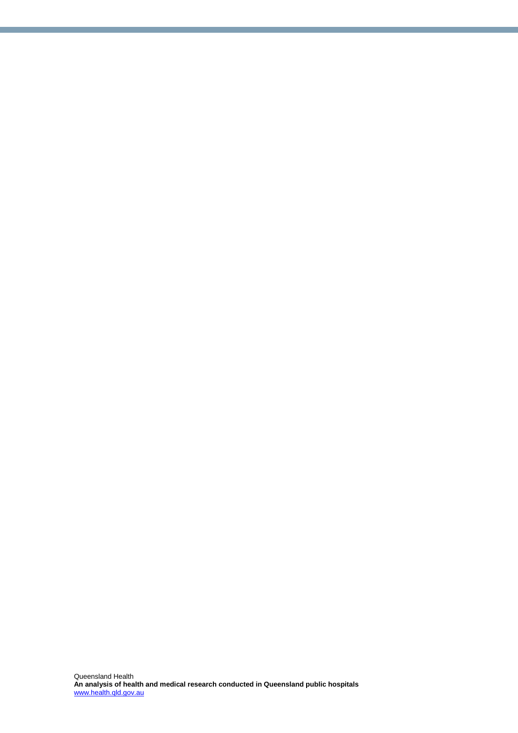Queensland Health

**An analysis of health and medical research conducted in Queensland public hospitals**

www.health.qld.gov.au